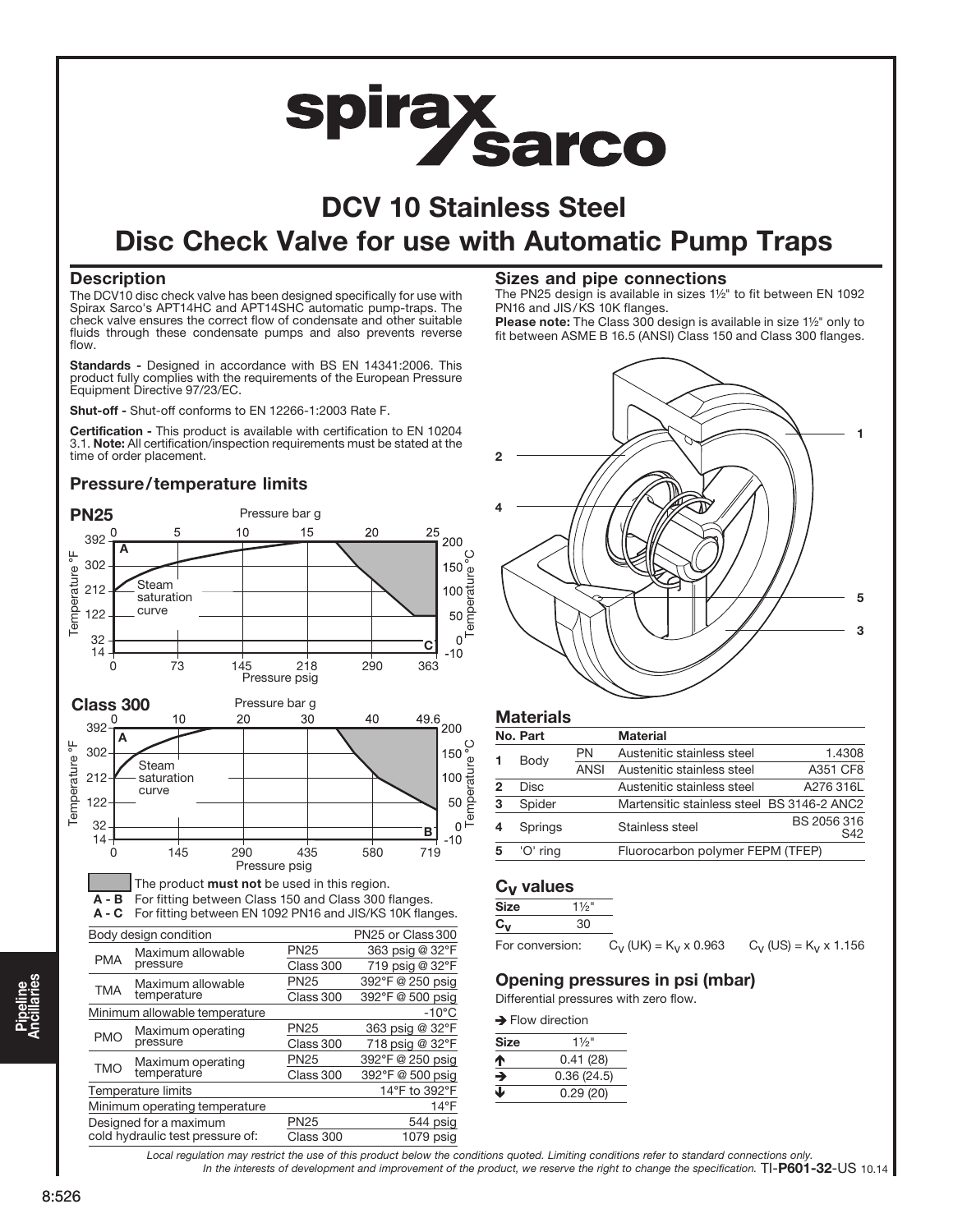# DCV 10 Stainless Steel
# Disc Check Valve for use with Automatic Pump Traps

## Description

The DCV10 disc check valve has been designed specifically for use with Spirax Sarco's APT14HC and APT14SHC automatic pump-traps. The check valve ensures the correct flow of condensate and other suitable fluids through these condensate pumps and also prevents reverse flow.

**Standards -** Designed in accordance with BS EN 14341:2006. This product fully complies with the requirements of the European Pressure Equipment Directive 97/23/EC.

**Shut-off -** Shut-off conforms to EN 12266-1:2003 Rate F.

**Certification -** This product is available with certification to EN 10204 3.1. **Note:** All certification/inspection requirements must be stated at the time of order placement.

## Pressure/temperature limits

### PN25

### Class 300

The product **must not** be used in this region.

**A - B** For fitting between Class 150 and Class 300 flanges.
**A - C** For fitting between EN 1092 PN16 and JIS/KS 10K flanges.

| Body design condition | | | PN25 or Class 300 |
|---|---|---|---|
| PMA | Maximum allowable pressure | PN25 | 363 psig @ 32°F |
| | | Class 300 | 719 psig @ 32°F |
| TMA | Maximum allowable temperature | PN25 | 392°F @ 250 psig |
| | | Class 300 | 392°F @ 500 psig |
| Minimum allowable temperature | | | -10°C |
| PMO | Maximum operating pressure | PN25 | 363 psig @ 32°F |
| | | Class 300 | 718 psig @ 32°F |
| TMO | Maximum operating temperature | PN25 | 392°F @ 250 psig |
| | | Class 300 | 392°F @ 500 psig |
| Temperature limits | | | 14°F to 392°F |
| Minimum operating temperature | | | 14°F |
| Designed for a maximum cold hydraulic test pressure of: | | PN25 | 544 psig |
| | | Class 300 | 1079 psig |

## Sizes and pipe connections

The PN25 design is available in sizes 1½" to fit between EN 1092 PN16 and JIS/KS 10K flanges.

**Please note:** The Class 300 design is available in size 1½" only to fit between ASME B 16.5 (ANSI) Class 150 and Class 300 flanges.

## Materials

| No. | Part | | Material | |
|---|---|---|---|---|
| 1 | Body | PN | Austenitic stainless steel | 1.4308 |
| | | ANSI | Austenitic stainless steel | A351 CF8 |
| 2 | Disc | | Austenitic stainless steel | A276 316L |
| 3 | Spider | | Martensitic stainless steel | BS 3146-2 ANC2 |
| 4 | Springs | | Stainless steel | BS 2056 316 S42 |
| 5 | 'O' ring | | Fluorocarbon polymer FEPM (TFEP) | |

## $C_V$ values

| Size | 1½" |
|---|---|
| $C_V$ | 30 |

For conversion: $C_V$ (UK) = $K_V$ x 0.963 $C_V$ (US) = $K_V$ x 1.156

## Opening pressures in psi (mbar)

Differential pressures with zero flow.

➔ Flow direction

| Size | 1½" |
|---|---|
| ↑ | 0.41 (28) |
| ➔ | 0.36 (24.5) |
| ↓ | 0.29 (20) |

*Local regulation may restrict the use of this product below the conditions quoted. Limiting conditions refer to standard connections only.*
*In the interests of development and improvement of the product, we reserve the right to change the specification.* TI-**P601-32**-US 10.14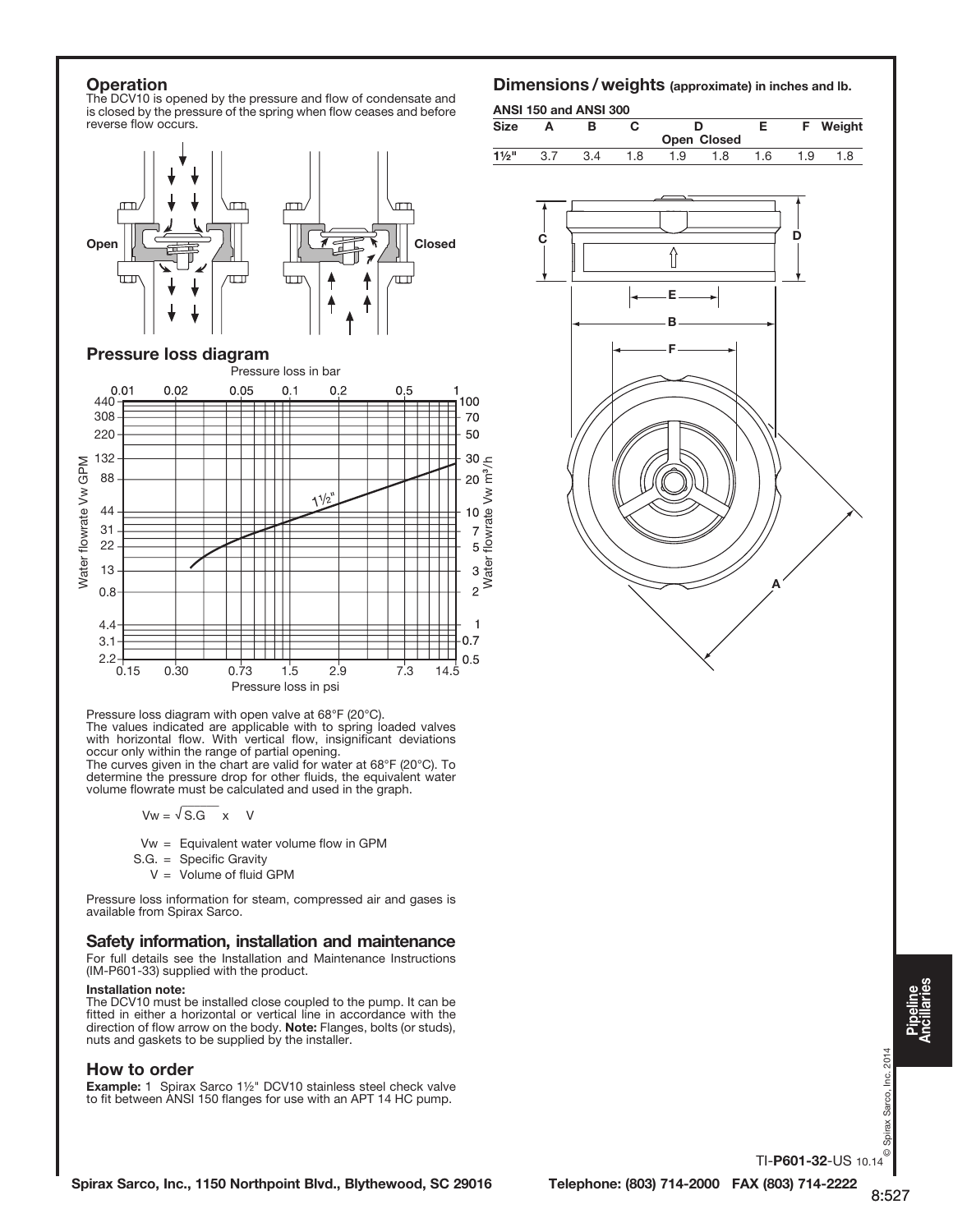## Operation

The DCV10 is opened by the pressure and flow of condensate and is closed by the pressure of the spring when flow ceases and before reverse flow occurs.

Open

Closed

## Pressure loss diagram

Pressure loss in bar

0.01 0.02 0.05 0.1 0.2 0.5 1

Water flowrate Vw GPM

440 308 220 132 88 44 31 22 13 0.8 4.4 3.1 2.2

Water flowrate Vw $m^3/h$

100 70 50 30 20 10 7 5 3 2 1 0.7 0.5

1½"

0.15 0.30 0.73 1.5 2.9 7.3 14.5

Pressure loss in psi

Pressure loss diagram with open valve at 68°F (20°C).
The values indicated are applicable with to spring loaded valves with horizontal flow. With vertical flow, insignificant deviations occur only within the range of partial opening.
The curves given in the chart are valid for water at 68°F (20°C). To determine the pressure drop for other fluids, the equivalent water volume flowrate must be calculated and used in the graph.

$$Vw = \sqrt{S.G} \times V$$

Vw = Equivalent water volume flow in GPM
S.G. = Specific Gravity
V = Volume of fluid GPM

Pressure loss information for steam, compressed air and gases is available from Spirax Sarco.

## Safety information, installation and maintenance

For full details see the Installation and Maintenance Instructions (IM-P601-33) supplied with the product.

**Installation note:**
The DCV10 must be installed close coupled to the pump. It can be fitted in either a horizontal or vertical line in accordance with the direction of flow arrow on the body. **Note:** Flanges, bolts (or studs), nuts and gaskets to be supplied by the installer.

## How to order

**Example:** 1 Spirax Sarco 1½" DCV10 stainless steel check valve to fit between ANSI 150 flanges for use with an APT 14 HC pump.

## Dimensions / weights (approximate) in inches and lb.

**ANSI 150 and ANSI 300**

| Size | A | B | C | D Open | D Closed | E | F | Weight |
|---|---|---|---|---|---|---|---|---|
| 1½" | 3.7 | 3.4 | 1.8 | 1.9 | 1.8 | 1.6 | 1.9 | 1.8 |

C D E B F A

Pipeline Ancillaries

TI-P601-32-US 10.14

© Spirax Sarco, Inc. 2014

Spirax Sarco, Inc., 1150 Northpoint Blvd., Blythewood, SC 29016 Telephone: (803) 714-2000 FAX (803) 714-2222